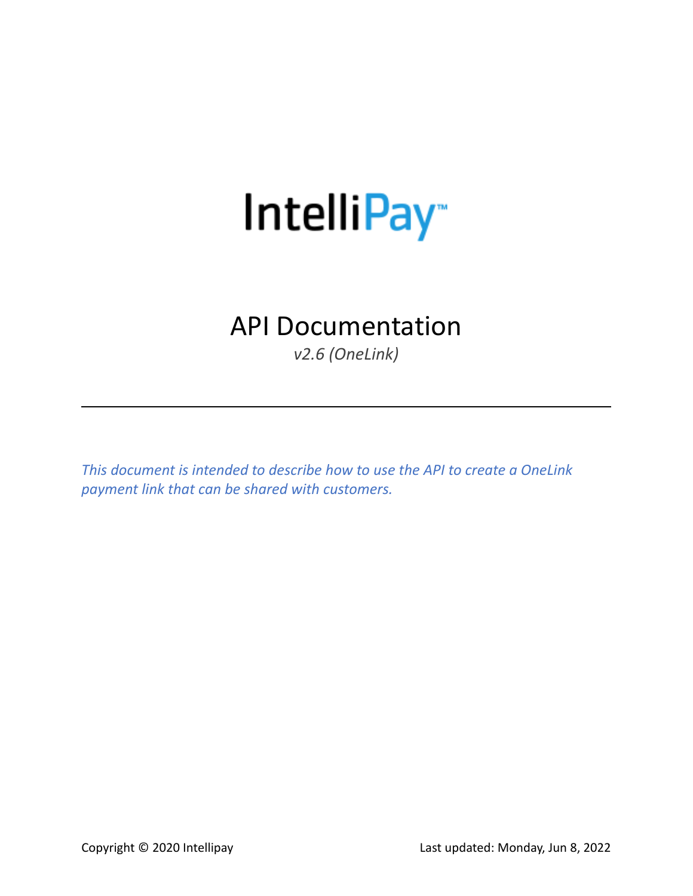# IntelliPay™

# API Documentation

*v2.6 (OneLink)*

---

*This document is intended to describe how to use the API to create a OneLink payment link that can be shared with customers.*

Copyright © 2020 Intellipay

Last updated: Monday, Jun 8, 2022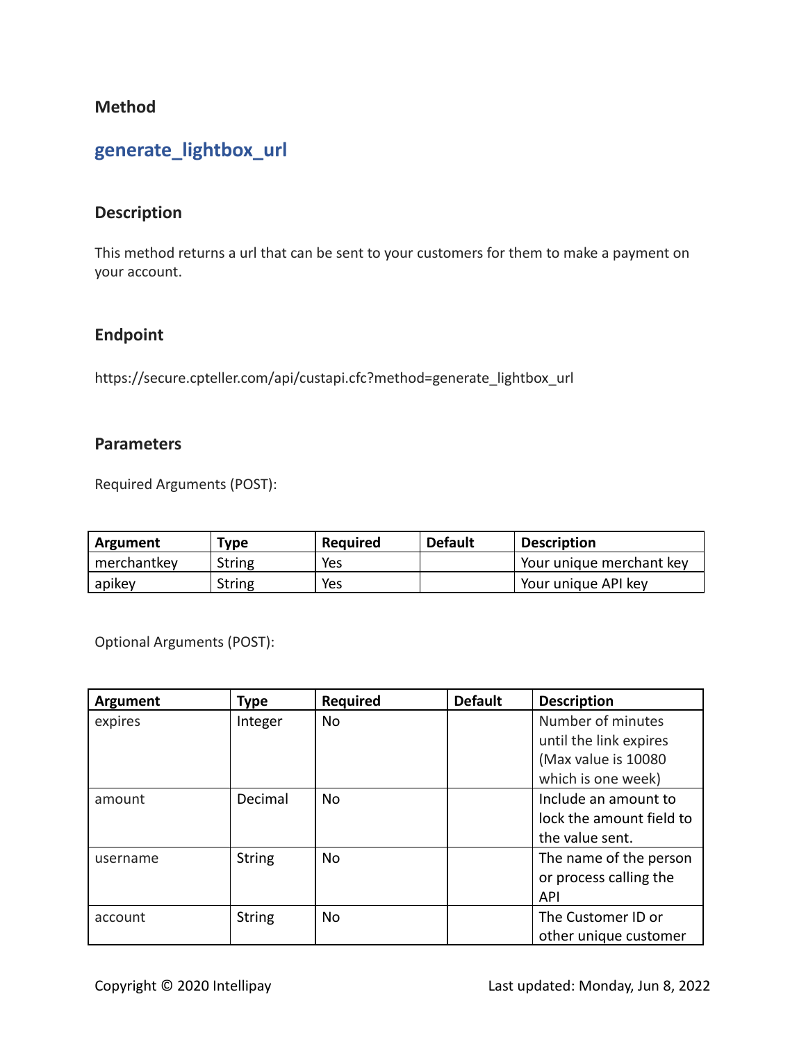### Method

## generate_lightbox_url

### Description

This method returns a url that can be sent to your customers for them to make a payment on your account.

### Endpoint

https://secure.cpteller.com/api/custapi.cfc?method=generate_lightbox_url

### Parameters

Required Arguments (POST):

| Argument | Type | Required | Default | Description |
|---|---|---|---|---|
| merchantkey | String | Yes | | Your unique merchant key |
| apikey | String | Yes | | Your unique API key |

Optional Arguments (POST):

| Argument | Type | Required | Default | Description |
|---|---|---|---|---|
| expires | Integer | No | | Number of minutes until the link expires (Max value is 10080 which is one week) |
| amount | Decimal | No | | Include an amount to lock the amount field to the value sent. |
| username | String | No | | The name of the person or process calling the API |
| account | String | No | | The Customer ID or other unique customer |

Copyright © 2020 Intellipay Last updated: Monday, Jun 8, 2022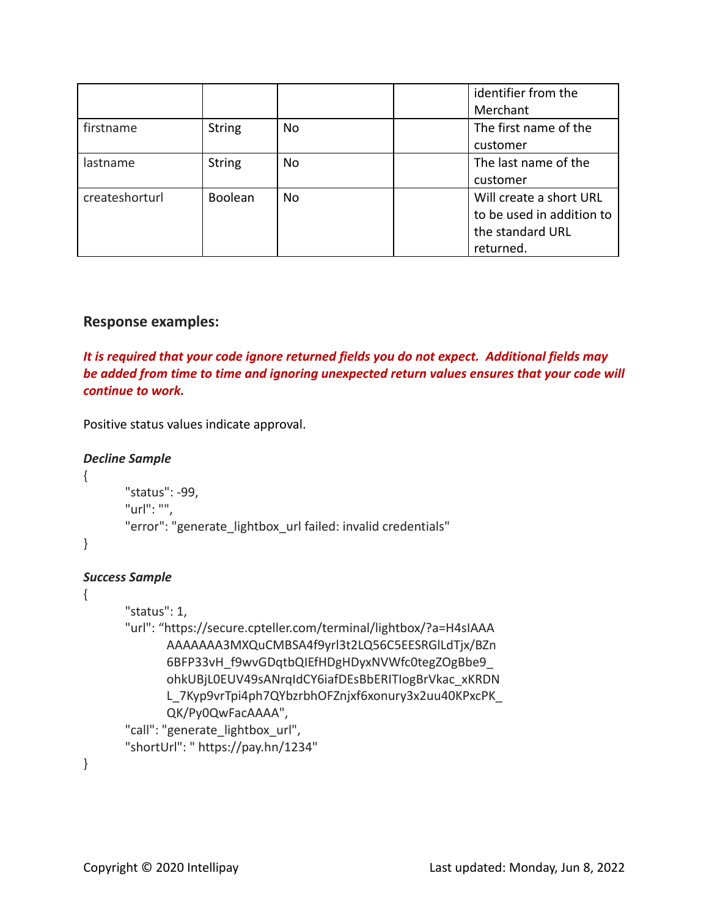| | | | | identifier from the Merchant |
|---|---|---|---|---|
| firstname | String | No | | The first name of the customer |
| lastname | String | No | | The last name of the customer |
| createshorturl | Boolean | No | | Will create a short URL to be used in addition to the standard URL returned. |

### Response examples:

***It is required that your code ignore returned fields you do not expect. Additional fields may be added from time to time and ignoring unexpected return values ensures that your code will continue to work.***

Positive status values indicate approval.

***Decline Sample***

```
{
        "status": -99,
        "url": "",
        "error": "generate_lightbox_url failed: invalid credentials"
}
```

***Success Sample***

```
{
        "status": 1,
        "url": “https://secure.cpteller.com/terminal/lightbox/?a=H4sIAAA
                AAAAAAA3MXQuCMBSA4f9yrl3t2LQ56C5EESRGlLdTjx/BZn
                6BFP33vH_f9wvGDqtbQIEfHDgHDyxNVWfc0tegZOgBbe9_
                ohkUBjL0EUV49sANrqIdCY6iafDEsBbERITIogBrVkac_xKRDN
                L_7Kyp9vrTpi4ph7QYbzrbhOFZnjxf6xonury3x2uu40KPxcPK_
                QK/Py0QwFacAAAA",
        "call": "generate_lightbox_url",
        "shortUrl": " https://pay.hn/1234"
}
```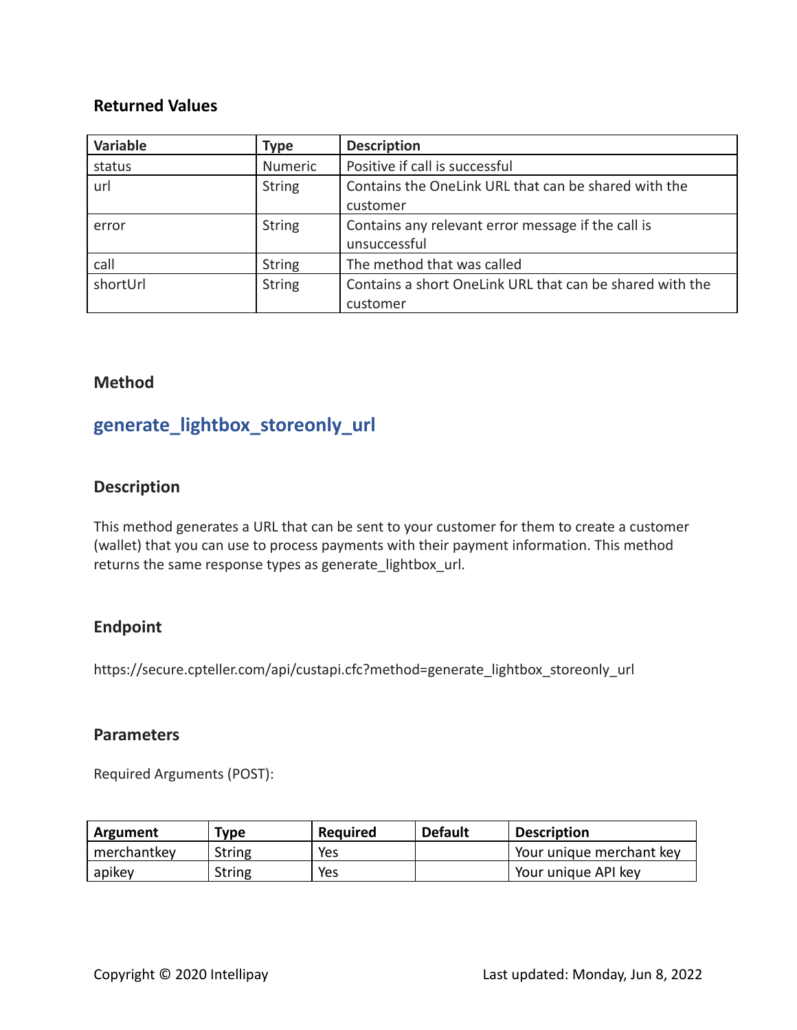### Returned Values

| Variable | Type | Description |
| --- | --- | --- |
| status | Numeric | Positive if call is successful |
| url | String | Contains the OneLink URL that can be shared with the customer |
| error | String | Contains any relevant error message if the call is unsuccessful |
| call | String | The method that was called |
| shortUrl | String | Contains a short OneLink URL that can be shared with the customer |

### Method

## generate_lightbox_storeonly_url

### Description

This method generates a URL that can be sent to your customer for them to create a customer (wallet) that you can use to process payments with their payment information. This method returns the same response types as generate_lightbox_url.

### Endpoint

https://secure.cpteller.com/api/custapi.cfc?method=generate_lightbox_storeonly_url

### Parameters

Required Arguments (POST):

| Argument | Type | Required | Default | Description |
| --- | --- | --- | --- | --- |
| merchantkey | String | Yes | | Your unique merchant key |
| apikey | String | Yes | | Your unique API key |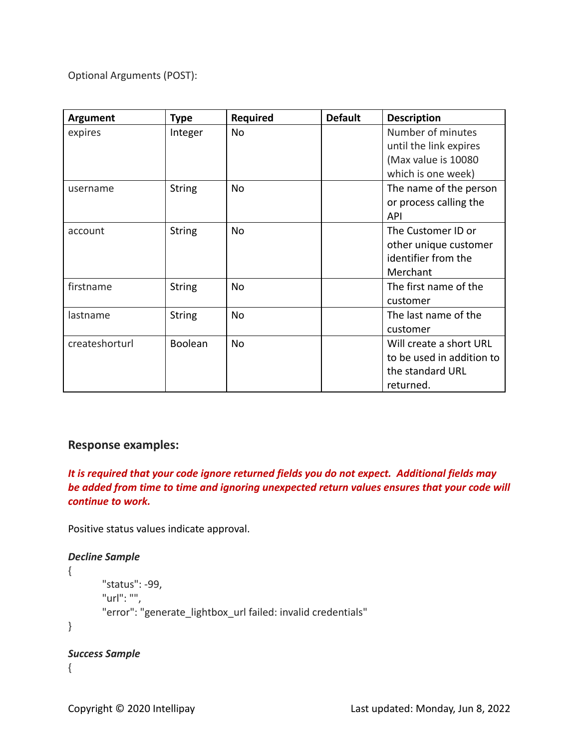Optional Arguments (POST):

| Argument | Type | Required | Default | Description |
| --- | --- | --- | --- | --- |
| expires | Integer | No | | Number of minutes until the link expires (Max value is 10080 which is one week) |
| username | String | No | | The name of the person or process calling the API |
| account | String | No | | The Customer ID or other unique customer identifier from the Merchant |
| firstname | String | No | | The first name of the customer |
| lastname | String | No | | The last name of the customer |
| createshorturl | Boolean | No | | Will create a short URL to be used in addition to the standard URL returned. |

### Response examples:

***It is required that your code ignore returned fields you do not expect. Additional fields may be added from time to time and ignoring unexpected return values ensures that your code will continue to work.***

Positive status values indicate approval.

***Decline Sample***

```
{
	"status": -99,
	"url": "",
	"error": "generate_lightbox_url failed: invalid credentials"
}
```

***Success Sample***

```
{
```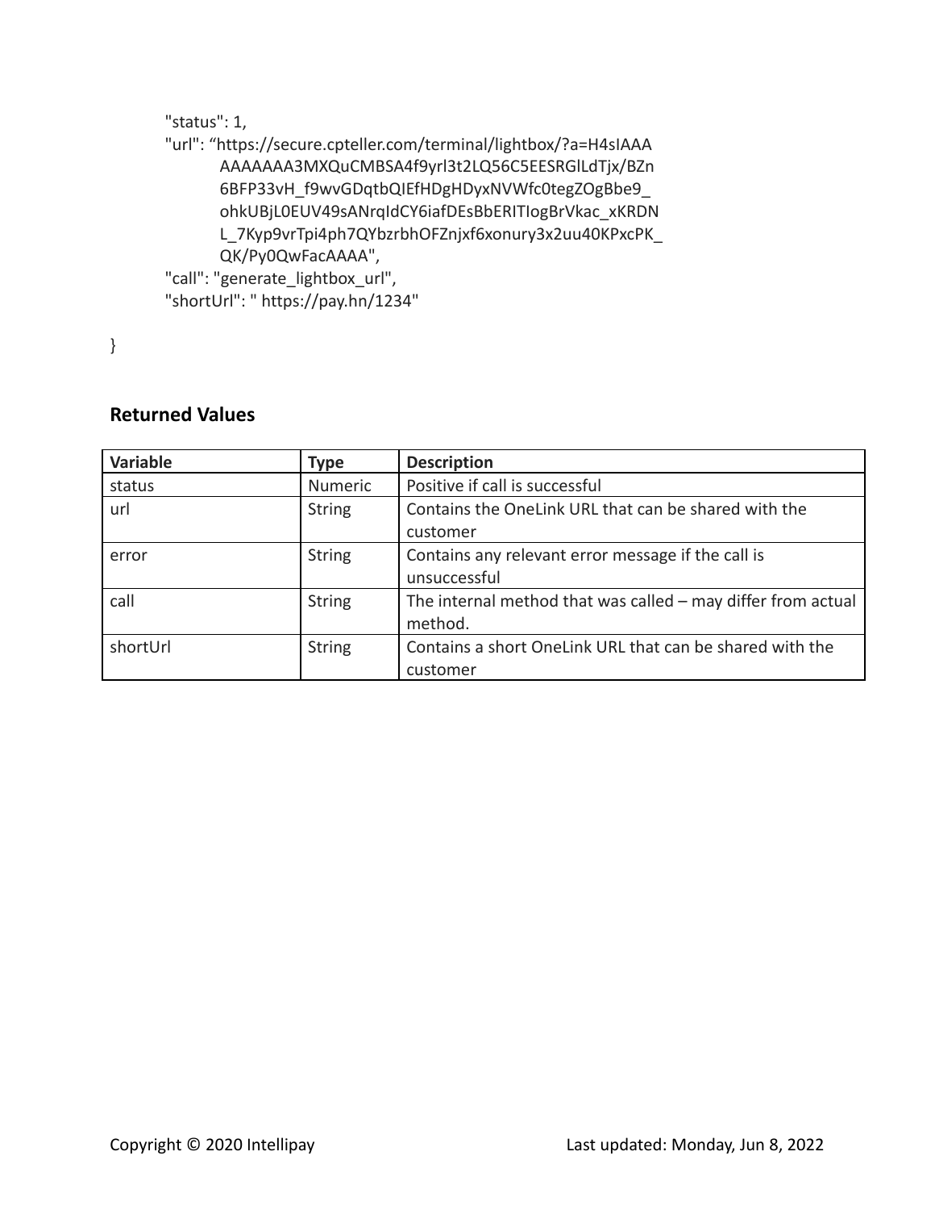```
    "status": 1,
    "url": "https://secure.cpteller.com/terminal/lightbox/?a=H4sIAAA
          AAAAAAA3MXQuCMBSA4f9yrl3t2LQ56C5EESRGlLdTjx/BZn
          6BFP33vH_f9wvGDqtbQIEfHDgHDyxNVWfc0tegZOgBbe9_
          ohkUBjL0EUV49sANrqIdCY6iafDEsBbERITIogBrVkac_xKRDN
          L_7Kyp9vrTpi4ph7QYbzrbhOFZnjxf6xonury3x2uu40KPxcPK_
          QK/Py0QwFacAAAA",
    "call": "generate_lightbox_url",
    "shortUrl": " https://pay.hn/1234"

}
```

### Returned Values

| Variable | Type | Description |
|---|---|---|
| status | Numeric | Positive if call is successful |
| url | String | Contains the OneLink URL that can be shared with the customer |
| error | String | Contains any relevant error message if the call is unsuccessful |
| call | String | The internal method that was called – may differ from actual method. |
| shortUrl | String | Contains a short OneLink URL that can be shared with the customer |